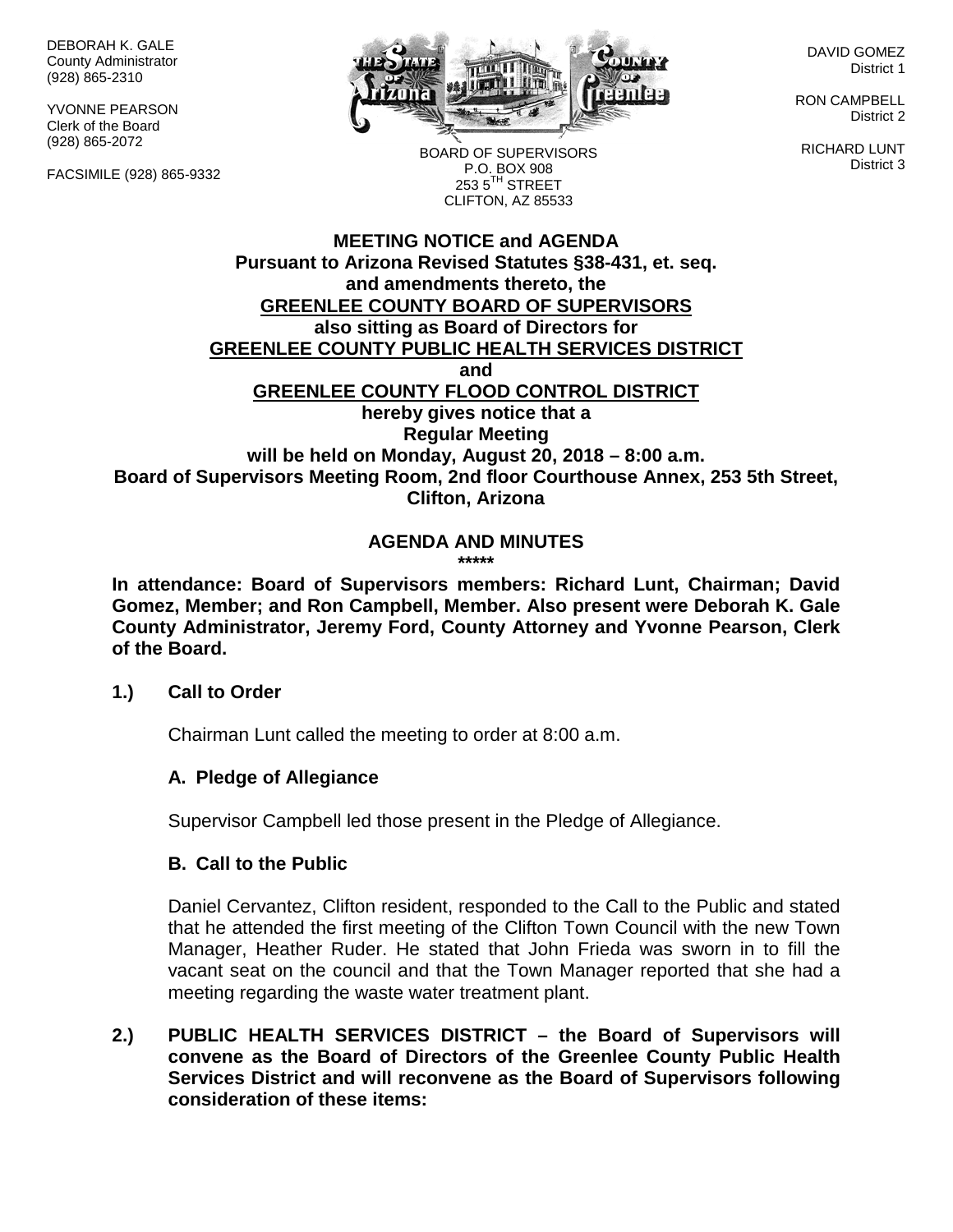DEBORAH K. GALE
County Administrator
(928) 865-2310

YVONNE PEARSON
Clerk of the Board
(928) 865-2072

FACSIMILE (928) 865-9332

BOARD OF SUPERVISORS
P.O. BOX 908
253 5TH STREET
CLIFTON, AZ 85533

DAVID GOMEZ
District 1

RON CAMPBELL
District 2

RICHARD LUNT
District 3

**MEETING NOTICE and AGENDA**
**Pursuant to Arizona Revised Statutes §38-431, et. seq.**
**and amendments thereto, the**
**GREENLEE COUNTY BOARD OF SUPERVISORS**
**also sitting as Board of Directors for**
**GREENLEE COUNTY PUBLIC HEALTH SERVICES DISTRICT**
**and**
**GREENLEE COUNTY FLOOD CONTROL DISTRICT**
**hereby gives notice that a**
**Regular Meeting**
**will be held on Monday, August 20, 2018 – 8:00 a.m.**
**Board of Supervisors Meeting Room, 2nd floor Courthouse Annex, 253 5th Street, Clifton, Arizona**

## AGENDA AND MINUTES

*****

**In attendance: Board of Supervisors members: Richard Lunt, Chairman; David Gomez, Member; and Ron Campbell, Member. Also present were Deborah K. Gale County Administrator, Jeremy Ford, County Attorney and Yvonne Pearson, Clerk of the Board.**

**1.) Call to Order**

Chairman Lunt called the meeting to order at 8:00 a.m.

**A. Pledge of Allegiance**

Supervisor Campbell led those present in the Pledge of Allegiance.

**B. Call to the Public**

Daniel Cervantez, Clifton resident, responded to the Call to the Public and stated that he attended the first meeting of the Clifton Town Council with the new Town Manager, Heather Ruder. He stated that John Frieda was sworn in to fill the vacant seat on the council and that the Town Manager reported that she had a meeting regarding the waste water treatment plant.

**2.) PUBLIC HEALTH SERVICES DISTRICT – the Board of Supervisors will convene as the Board of Directors of the Greenlee County Public Health Services District and will reconvene as the Board of Supervisors following consideration of these items:**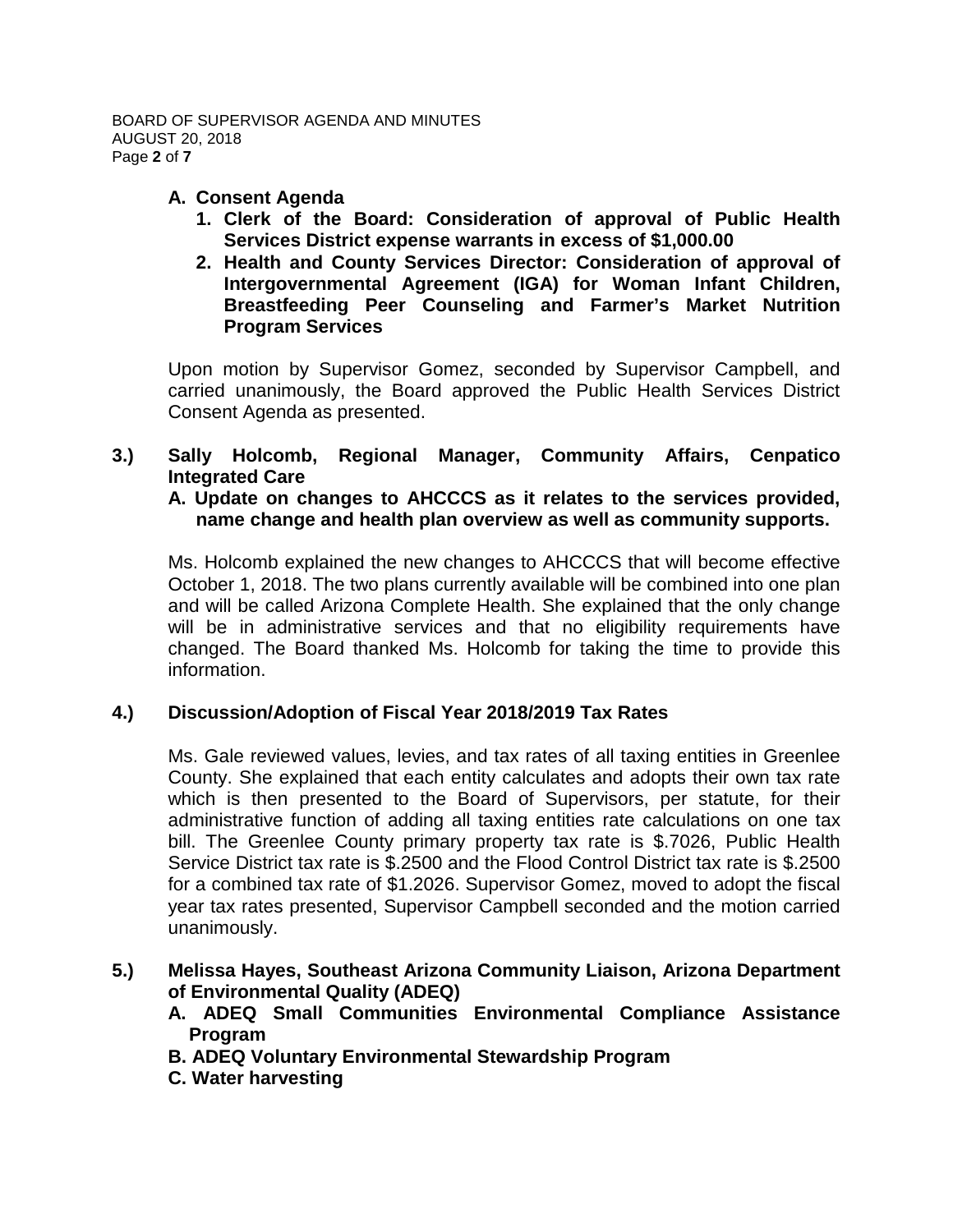**A. Consent Agenda**

1. **Clerk of the Board: Consideration of approval of Public Health Services District expense warrants in excess of $1,000.00**
2. **Health and County Services Director: Consideration of approval of Intergovernmental Agreement (IGA) for Woman Infant Children, Breastfeeding Peer Counseling and Farmer's Market Nutrition Program Services**

Upon motion by Supervisor Gomez, seconded by Supervisor Campbell, and carried unanimously, the Board approved the Public Health Services District Consent Agenda as presented.

**3.) Sally Holcomb, Regional Manager, Community Affairs, Cenpatico Integrated Care**

**A. Update on changes to AHCCCS as it relates to the services provided, name change and health plan overview as well as community supports.**

Ms. Holcomb explained the new changes to AHCCCS that will become effective October 1, 2018. The two plans currently available will be combined into one plan and will be called Arizona Complete Health. She explained that the only change will be in administrative services and that no eligibility requirements have changed. The Board thanked Ms. Holcomb for taking the time to provide this information.

**4.) Discussion/Adoption of Fiscal Year 2018/2019 Tax Rates**

Ms. Gale reviewed values, levies, and tax rates of all taxing entities in Greenlee County. She explained that each entity calculates and adopts their own tax rate which is then presented to the Board of Supervisors, per statute, for their administrative function of adding all taxing entities rate calculations on one tax bill. The Greenlee County primary property tax rate is $.7026, Public Health Service District tax rate is $.2500 and the Flood Control District tax rate is $.2500 for a combined tax rate of $1.2026. Supervisor Gomez, moved to adopt the fiscal year tax rates presented, Supervisor Campbell seconded and the motion carried unanimously.

**5.) Melissa Hayes, Southeast Arizona Community Liaison, Arizona Department of Environmental Quality (ADEQ)**

**A. ADEQ Small Communities Environmental Compliance Assistance Program**

**B. ADEQ Voluntary Environmental Stewardship Program**

**C. Water harvesting**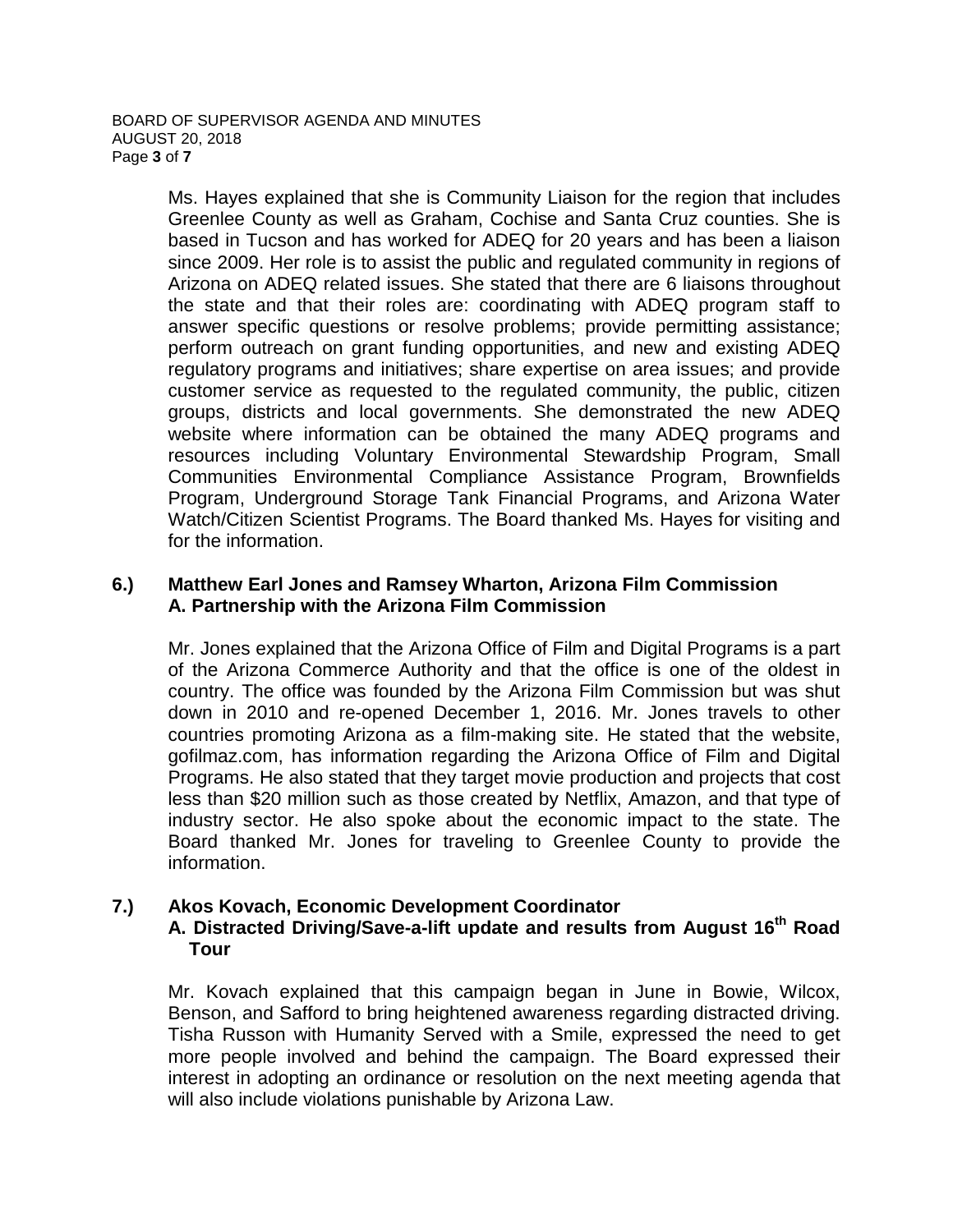Ms. Hayes explained that she is Community Liaison for the region that includes Greenlee County as well as Graham, Cochise and Santa Cruz counties. She is based in Tucson and has worked for ADEQ for 20 years and has been a liaison since 2009. Her role is to assist the public and regulated community in regions of Arizona on ADEQ related issues. She stated that there are 6 liaisons throughout the state and that their roles are: coordinating with ADEQ program staff to answer specific questions or resolve problems; provide permitting assistance; perform outreach on grant funding opportunities, and new and existing ADEQ regulatory programs and initiatives; share expertise on area issues; and provide customer service as requested to the regulated community, the public, citizen groups, districts and local governments. She demonstrated the new ADEQ website where information can be obtained the many ADEQ programs and resources including Voluntary Environmental Stewardship Program, Small Communities Environmental Compliance Assistance Program, Brownfields Program, Underground Storage Tank Financial Programs, and Arizona Water Watch/Citizen Scientist Programs. The Board thanked Ms. Hayes for visiting and for the information.

**6.) Matthew Earl Jones and Ramsey Wharton, Arizona Film Commission**
**A. Partnership with the Arizona Film Commission**

Mr. Jones explained that the Arizona Office of Film and Digital Programs is a part of the Arizona Commerce Authority and that the office is one of the oldest in country. The office was founded by the Arizona Film Commission but was shut down in 2010 and re-opened December 1, 2016. Mr. Jones travels to other countries promoting Arizona as a film-making site. He stated that the website, gofilmaz.com, has information regarding the Arizona Office of Film and Digital Programs. He also stated that they target movie production and projects that cost less than $20 million such as those created by Netflix, Amazon, and that type of industry sector. He also spoke about the economic impact to the state. The Board thanked Mr. Jones for traveling to Greenlee County to provide the information.

**7.) Akos Kovach, Economic Development Coordinator**
**A. Distracted Driving/Save-a-lift update and results from August 16th Road Tour**

Mr. Kovach explained that this campaign began in June in Bowie, Wilcox, Benson, and Safford to bring heightened awareness regarding distracted driving. Tisha Russon with Humanity Served with a Smile, expressed the need to get more people involved and behind the campaign. The Board expressed their interest in adopting an ordinance or resolution on the next meeting agenda that will also include violations punishable by Arizona Law.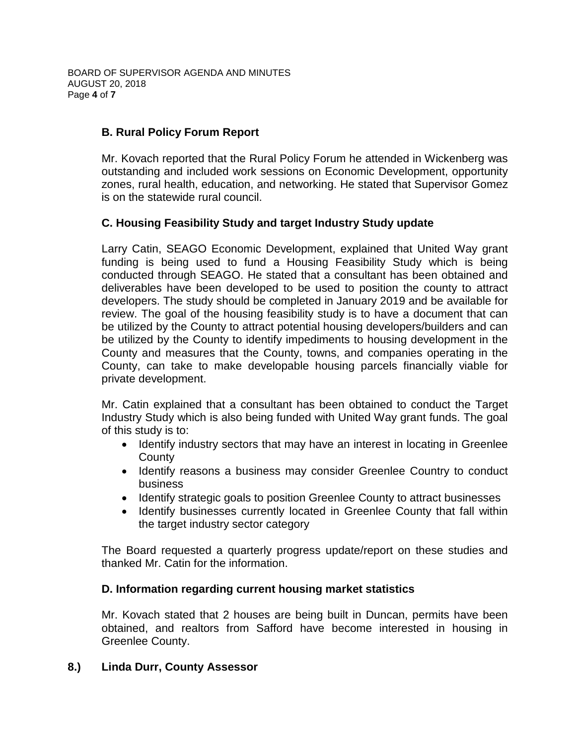### B. Rural Policy Forum Report

Mr. Kovach reported that the Rural Policy Forum he attended in Wickenberg was outstanding and included work sessions on Economic Development, opportunity zones, rural health, education, and networking. He stated that Supervisor Gomez is on the statewide rural council.

### C. Housing Feasibility Study and target Industry Study update

Larry Catin, SEAGO Economic Development, explained that United Way grant funding is being used to fund a Housing Feasibility Study which is being conducted through SEAGO. He stated that a consultant has been obtained and deliverables have been developed to be used to position the county to attract developers. The study should be completed in January 2019 and be available for review. The goal of the housing feasibility study is to have a document that can be utilized by the County to attract potential housing developers/builders and can be utilized by the County to identify impediments to housing development in the County and measures that the County, towns, and companies operating in the County, can take to make developable housing parcels financially viable for private development.

Mr. Catin explained that a consultant has been obtained to conduct the Target Industry Study which is also being funded with United Way grant funds. The goal of this study is to:

- Identify industry sectors that may have an interest in locating in Greenlee County
- Identify reasons a business may consider Greenlee Country to conduct business
- Identify strategic goals to position Greenlee County to attract businesses
- Identify businesses currently located in Greenlee County that fall within the target industry sector category

The Board requested a quarterly progress update/report on these studies and thanked Mr. Catin for the information.

### D. Information regarding current housing market statistics

Mr. Kovach stated that 2 houses are being built in Duncan, permits have been obtained, and realtors from Safford have become interested in housing in Greenlee County.

## 8.) Linda Durr, County Assessor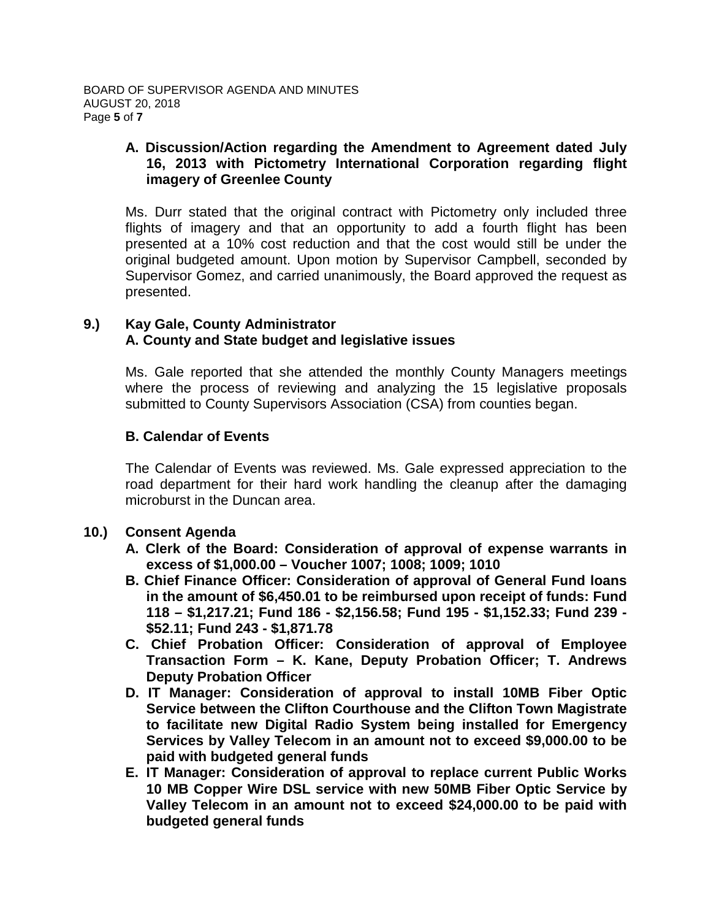**A. Discussion/Action regarding the Amendment to Agreement dated July 16, 2013 with Pictometry International Corporation regarding flight imagery of Greenlee County**

Ms. Durr stated that the original contract with Pictometry only included three flights of imagery and that an opportunity to add a fourth flight has been presented at a 10% cost reduction and that the cost would still be under the original budgeted amount. Upon motion by Supervisor Campbell, seconded by Supervisor Gomez, and carried unanimously, the Board approved the request as presented.

**9.) Kay Gale, County Administrator**
**A. County and State budget and legislative issues**

Ms. Gale reported that she attended the monthly County Managers meetings where the process of reviewing and analyzing the 15 legislative proposals submitted to County Supervisors Association (CSA) from counties began.

**B. Calendar of Events**

The Calendar of Events was reviewed. Ms. Gale expressed appreciation to the road department for their hard work handling the cleanup after the damaging microburst in the Duncan area.

**10.) Consent Agenda**

- **A. Clerk of the Board: Consideration of approval of expense warrants in excess of $1,000.00 – Voucher 1007; 1008; 1009; 1010**
- **B. Chief Finance Officer: Consideration of approval of General Fund loans in the amount of $6,450.01 to be reimbursed upon receipt of funds: Fund 118 – $1,217.21; Fund 186 - $2,156.58; Fund 195 - $1,152.33; Fund 239 - $52.11; Fund 243 - $1,871.78**
- **C. Chief Probation Officer: Consideration of approval of Employee Transaction Form – K. Kane, Deputy Probation Officer; T. Andrews Deputy Probation Officer**
- **D. IT Manager: Consideration of approval to install 10MB Fiber Optic Service between the Clifton Courthouse and the Clifton Town Magistrate to facilitate new Digital Radio System being installed for Emergency Services by Valley Telecom in an amount not to exceed $9,000.00 to be paid with budgeted general funds**
- **E. IT Manager: Consideration of approval to replace current Public Works 10 MB Copper Wire DSL service with new 50MB Fiber Optic Service by Valley Telecom in an amount not to exceed $24,000.00 to be paid with budgeted general funds**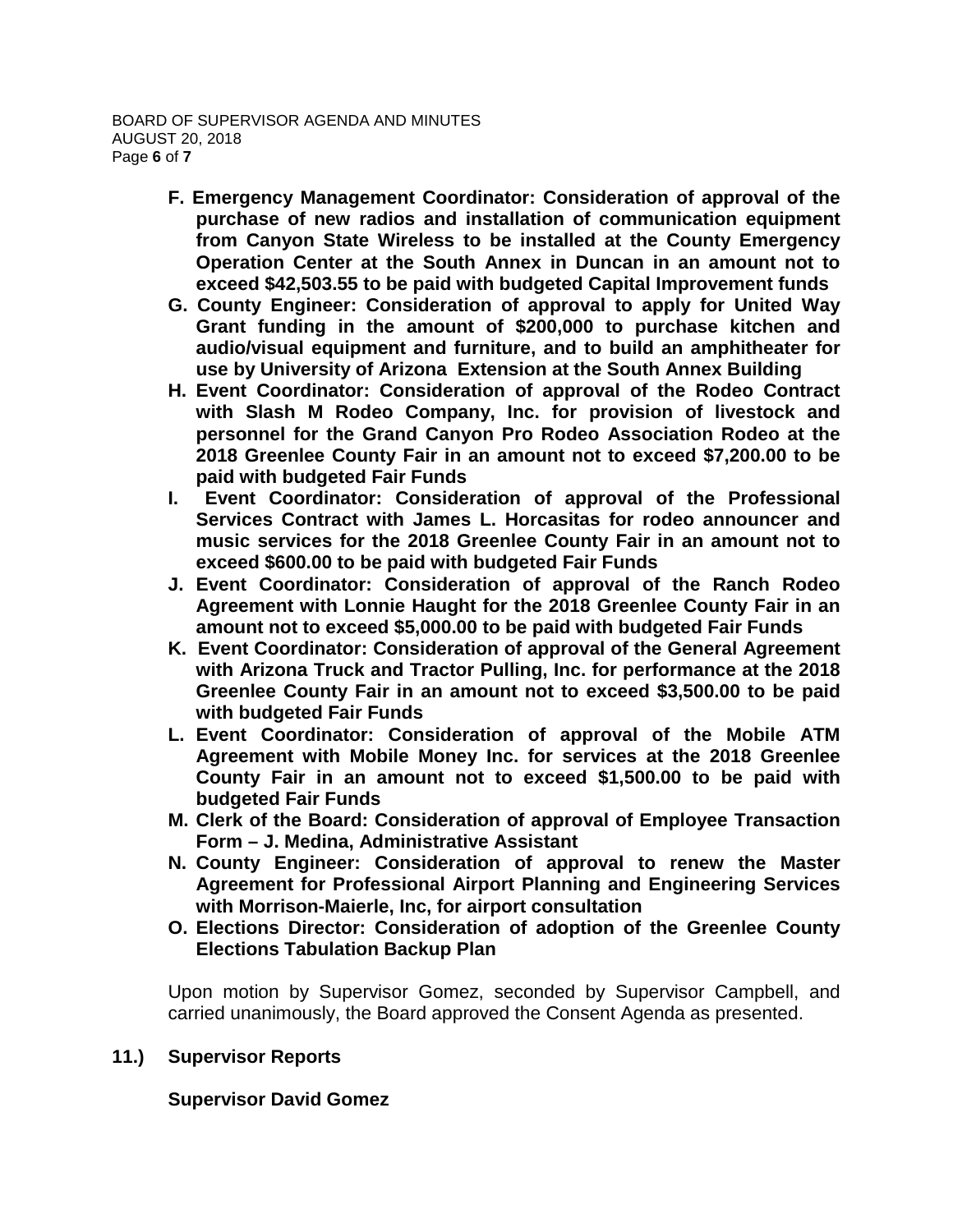- **F. Emergency Management Coordinator: Consideration of approval of the purchase of new radios and installation of communication equipment from Canyon State Wireless to be installed at the County Emergency Operation Center at the South Annex in Duncan in an amount not to exceed $42,503.55 to be paid with budgeted Capital Improvement funds**
- **G. County Engineer: Consideration of approval to apply for United Way Grant funding in the amount of $200,000 to purchase kitchen and audio/visual equipment and furniture, and to build an amphitheater for use by University of Arizona Extension at the South Annex Building**
- **H. Event Coordinator: Consideration of approval of the Rodeo Contract with Slash M Rodeo Company, Inc. for provision of livestock and personnel for the Grand Canyon Pro Rodeo Association Rodeo at the 2018 Greenlee County Fair in an amount not to exceed $7,200.00 to be paid with budgeted Fair Funds**
- **I. Event Coordinator: Consideration of approval of the Professional Services Contract with James L. Horcasitas for rodeo announcer and music services for the 2018 Greenlee County Fair in an amount not to exceed $600.00 to be paid with budgeted Fair Funds**
- **J. Event Coordinator: Consideration of approval of the Ranch Rodeo Agreement with Lonnie Haught for the 2018 Greenlee County Fair in an amount not to exceed $5,000.00 to be paid with budgeted Fair Funds**
- **K. Event Coordinator: Consideration of approval of the General Agreement with Arizona Truck and Tractor Pulling, Inc. for performance at the 2018 Greenlee County Fair in an amount not to exceed $3,500.00 to be paid with budgeted Fair Funds**
- **L. Event Coordinator: Consideration of approval of the Mobile ATM Agreement with Mobile Money Inc. for services at the 2018 Greenlee County Fair in an amount not to exceed $1,500.00 to be paid with budgeted Fair Funds**
- **M. Clerk of the Board: Consideration of approval of Employee Transaction Form – J. Medina, Administrative Assistant**
- **N. County Engineer: Consideration of approval to renew the Master Agreement for Professional Airport Planning and Engineering Services with Morrison-Maierle, Inc, for airport consultation**
- **O. Elections Director: Consideration of adoption of the Greenlee County Elections Tabulation Backup Plan**

Upon motion by Supervisor Gomez, seconded by Supervisor Campbell, and carried unanimously, the Board approved the Consent Agenda as presented.

**11.) Supervisor Reports**

**Supervisor David Gomez**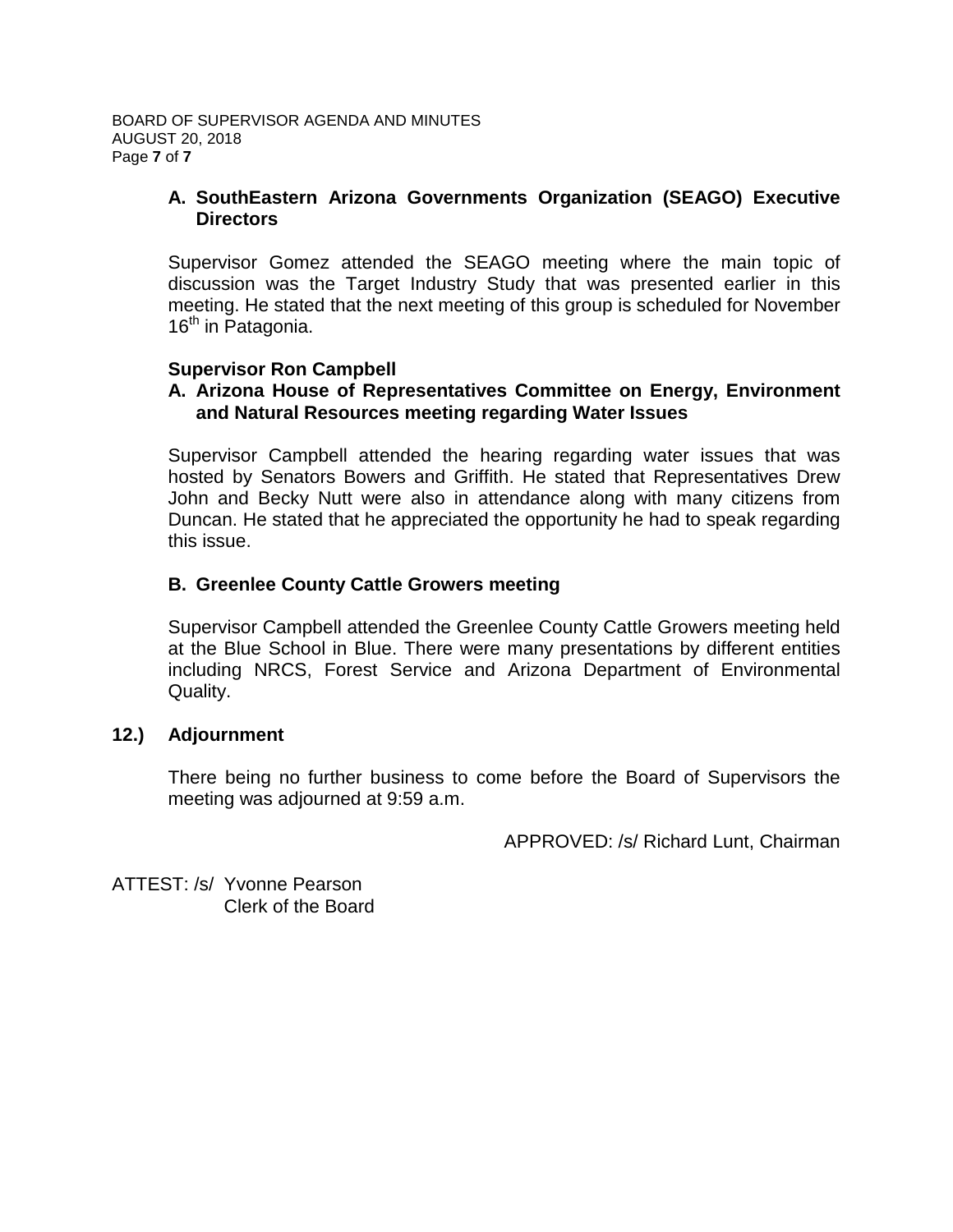**A. SouthEastern Arizona Governments Organization (SEAGO) Executive Directors**

Supervisor Gomez attended the SEAGO meeting where the main topic of discussion was the Target Industry Study that was presented earlier in this meeting. He stated that the next meeting of this group is scheduled for November 16th in Patagonia.

**Supervisor Ron Campbell**

**A. Arizona House of Representatives Committee on Energy, Environment and Natural Resources meeting regarding Water Issues**

Supervisor Campbell attended the hearing regarding water issues that was hosted by Senators Bowers and Griffith. He stated that Representatives Drew John and Becky Nutt were also in attendance along with many citizens from Duncan. He stated that he appreciated the opportunity he had to speak regarding this issue.

**B. Greenlee County Cattle Growers meeting**

Supervisor Campbell attended the Greenlee County Cattle Growers meeting held at the Blue School in Blue. There were many presentations by different entities including NRCS, Forest Service and Arizona Department of Environmental Quality.

**12.) Adjournment**

There being no further business to come before the Board of Supervisors the meeting was adjourned at 9:59 a.m.

APPROVED: /s/ Richard Lunt, Chairman

ATTEST: /s/ Yvonne Pearson
Clerk of the Board